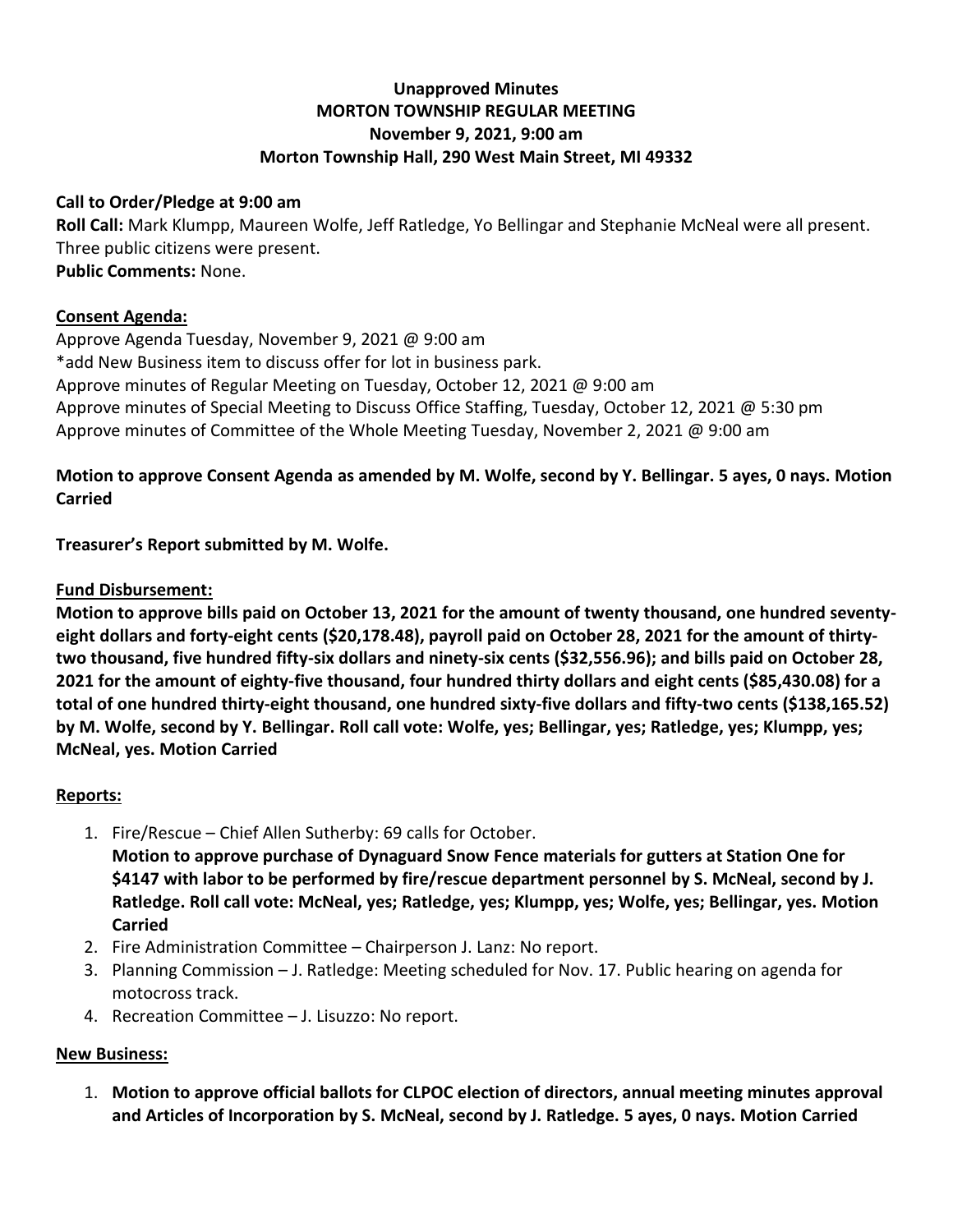**Unapproved Minutes**
**MORTON TOWNSHIP REGULAR MEETING**
**November 9, 2021, 9:00 am**
**Morton Township Hall, 290 West Main Street, MI 49332**

**Call to Order/Pledge at 9:00 am**
**Roll Call:** Mark Klumpp, Maureen Wolfe, Jeff Ratledge, Yo Bellingar and Stephanie McNeal were all present. Three public citizens were present.
**Public Comments:** None.

**Consent Agenda:**

Approve Agenda Tuesday, November 9, 2021 @ 9:00 am
*add New Business item to discuss offer for lot in business park.
Approve minutes of Regular Meeting on Tuesday, October 12, 2021 @ 9:00 am
Approve minutes of Special Meeting to Discuss Office Staffing, Tuesday, October 12, 2021 @ 5:30 pm
Approve minutes of Committee of the Whole Meeting Tuesday, November 2, 2021 @ 9:00 am

**Motion to approve Consent Agenda as amended by M. Wolfe, second by Y. Bellingar. 5 ayes, 0 nays. Motion Carried**

**Treasurer's Report submitted by M. Wolfe.**

**Fund Disbursement:**

**Motion to approve bills paid on October 13, 2021 for the amount of twenty thousand, one hundred seventy-eight dollars and forty-eight cents ($20,178.48), payroll paid on October 28, 2021 for the amount of thirty-two thousand, five hundred fifty-six dollars and ninety-six cents ($32,556.96); and bills paid on October 28, 2021 for the amount of eighty-five thousand, four hundred thirty dollars and eight cents ($85,430.08) for a total of one hundred thirty-eight thousand, one hundred sixty-five dollars and fifty-two cents ($138,165.52) by M. Wolfe, second by Y. Bellingar. Roll call vote: Wolfe, yes; Bellingar, yes; Ratledge, yes; Klumpp, yes; McNeal, yes. Motion Carried**

**Reports:**

1. Fire/Rescue – Chief Allen Sutherby: 69 calls for October.
   **Motion to approve purchase of Dynaguard Snow Fence materials for gutters at Station One for $4147 with labor to be performed by fire/rescue department personnel by S. McNeal, second by J. Ratledge. Roll call vote: McNeal, yes; Ratledge, yes; Klumpp, yes; Wolfe, yes; Bellingar, yes. Motion Carried**
2. Fire Administration Committee – Chairperson J. Lanz: No report.
3. Planning Commission – J. Ratledge: Meeting scheduled for Nov. 17. Public hearing on agenda for motocross track.
4. Recreation Committee – J. Lisuzzo: No report.

**New Business:**

1. **Motion to approve official ballots for CLPOC election of directors, annual meeting minutes approval and Articles of Incorporation by S. McNeal, second by J. Ratledge. 5 ayes, 0 nays. Motion Carried**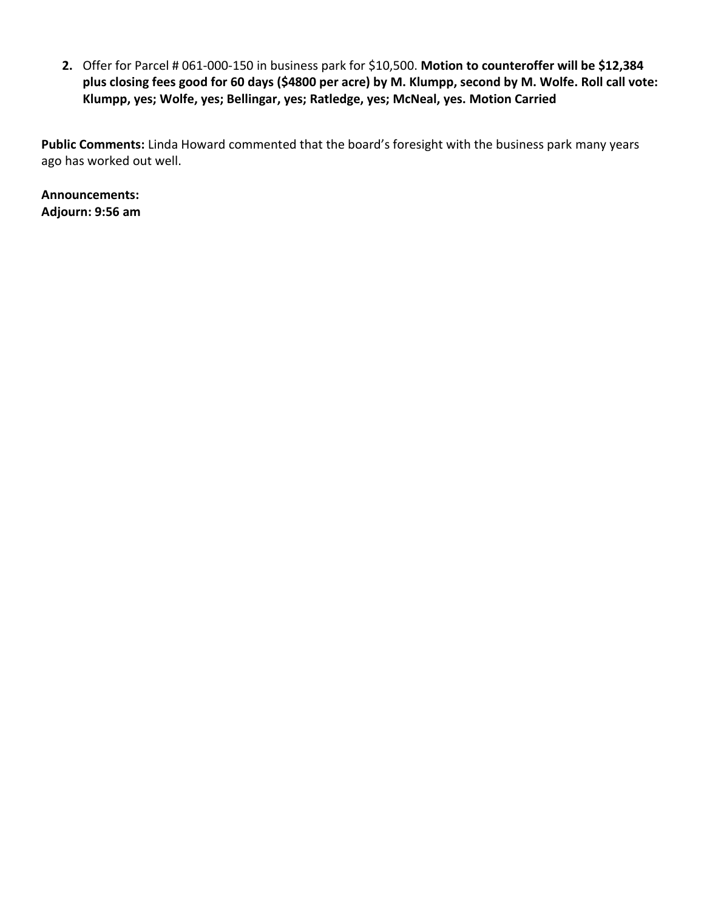2. Offer for Parcel # 061-000-150 in business park for $10,500. **Motion to counteroffer will be $12,384 plus closing fees good for 60 days ($4800 per acre) by M. Klumpp, second by M. Wolfe. Roll call vote: Klumpp, yes; Wolfe, yes; Bellingar, yes; Ratledge, yes; McNeal, yes. Motion Carried**

**Public Comments:** Linda Howard commented that the board's foresight with the business park many years ago has worked out well.

**Announcements:**
**Adjourn: 9:56 am**